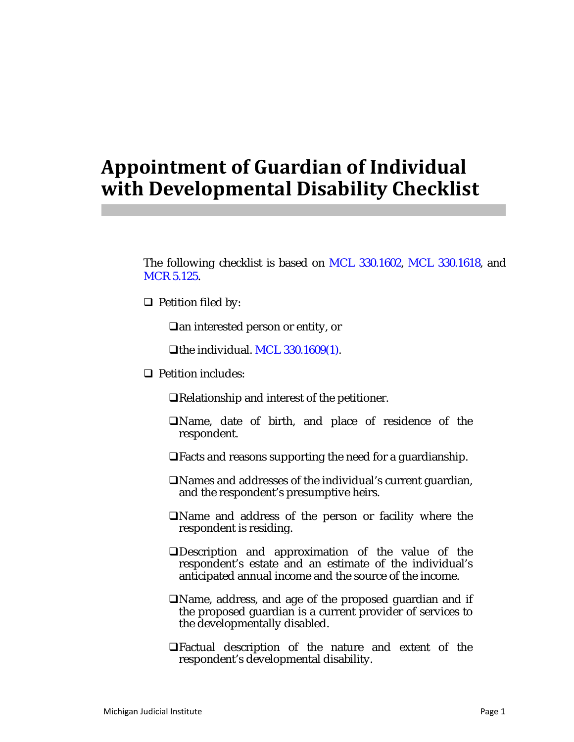# Appointment of Guardian of Individual with Developmental Disability Checklist

The following checklist is based on MCL 330.1602, MCL 330.1618, and MCR 5.125.

- ❑ Petition filed by:
  - ❑ an interested person or entity, or
  - ❑ the individual. MCL 330.1609(1).
- ❑ Petition includes:
  - ❑ Relationship and interest of the petitioner.
  - ❑ Name, date of birth, and place of residence of the respondent.
  - ❑ Facts and reasons supporting the need for a guardianship.
  - ❑ Names and addresses of the individual's current guardian, and the respondent's presumptive heirs.
  - ❑ Name and address of the person or facility where the respondent is residing.
  - ❑ Description and approximation of the value of the respondent's estate and an estimate of the individual's anticipated annual income and the source of the income.
  - ❑ Name, address, and age of the proposed guardian and if the proposed guardian is a current provider of services to the developmentally disabled.
  - ❑ Factual description of the nature and extent of the respondent's developmental disability.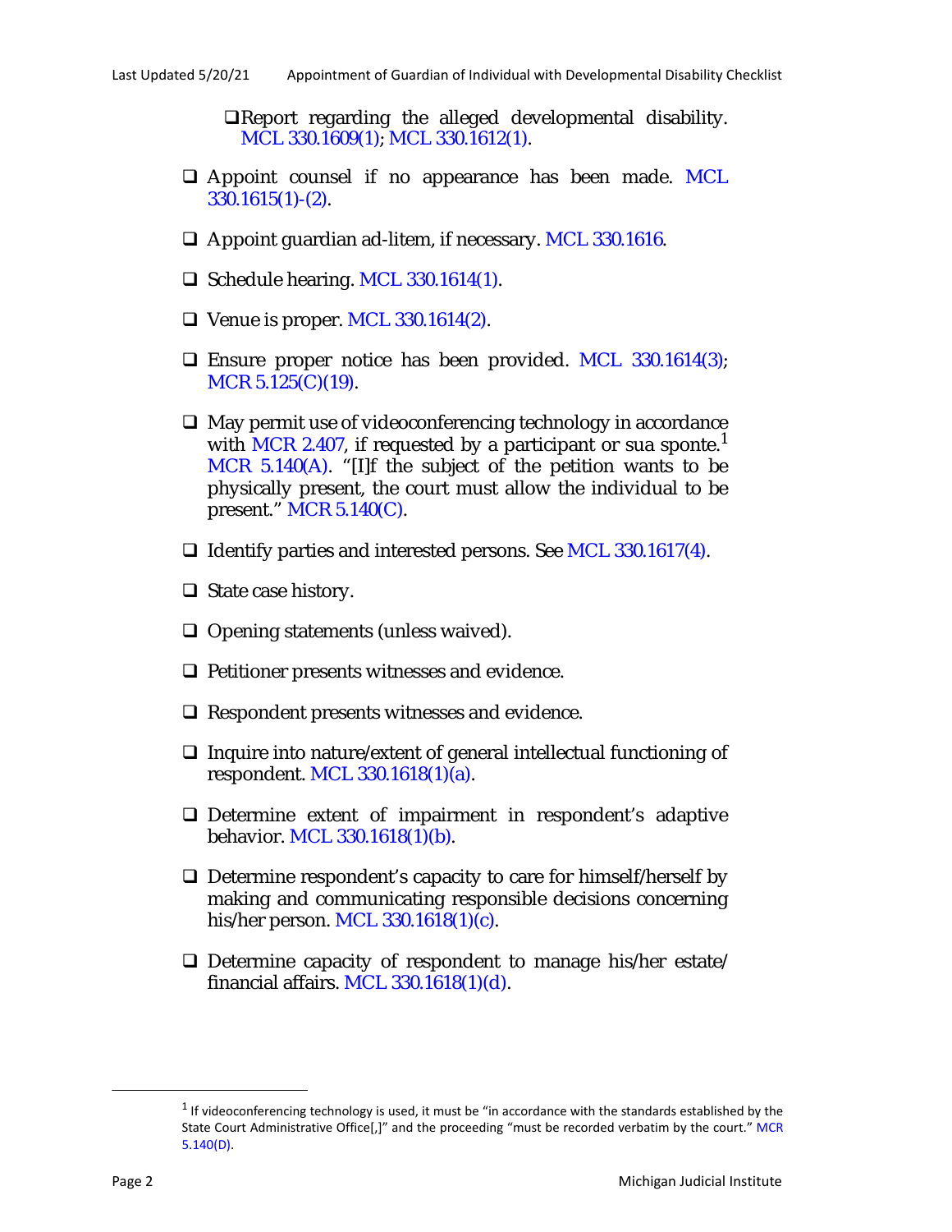- ❑ Report regarding the alleged developmental disability. MCL 330.1609(1); MCL 330.1612(1).

- ❑ Appoint counsel if no appearance has been made. MCL 330.1615(1)-(2).

- ❑ Appoint guardian ad-litem, if necessary. MCL 330.1616.

- ❑ Schedule hearing. MCL 330.1614(1).

- ❑ Venue is proper. MCL 330.1614(2).

- ❑ Ensure proper notice has been provided. MCL 330.1614(3); MCR 5.125(C)(19).

- ❑ May permit use of videoconferencing technology in accordance with MCR 2.407, if requested by a participant or sua sponte.[1] MCR 5.140(A). "[I]f the subject of the petition wants to be physically present, the court must allow the individual to be present." MCR 5.140(C).

- ❑ Identify parties and interested persons. See MCL 330.1617(4).

- ❑ State case history.

- ❑ Opening statements (unless waived).

- ❑ Petitioner presents witnesses and evidence.

- ❑ Respondent presents witnesses and evidence.

- ❑ Inquire into nature/extent of general intellectual functioning of respondent. MCL 330.1618(1)(a).

- ❑ Determine extent of impairment in respondent's adaptive behavior. MCL 330.1618(1)(b).

- ❑ Determine respondent's capacity to care for himself/herself by making and communicating responsible decisions concerning his/her person. MCL 330.1618(1)(c).

- ❑ Determine capacity of respondent to manage his/her estate/ financial affairs. MCL 330.1618(1)(d).

---

[1] If videoconferencing technology is used, it must be "in accordance with the standards established by the State Court Administrative Office[,]" and the proceeding "must be recorded verbatim by the court." MCR 5.140(D).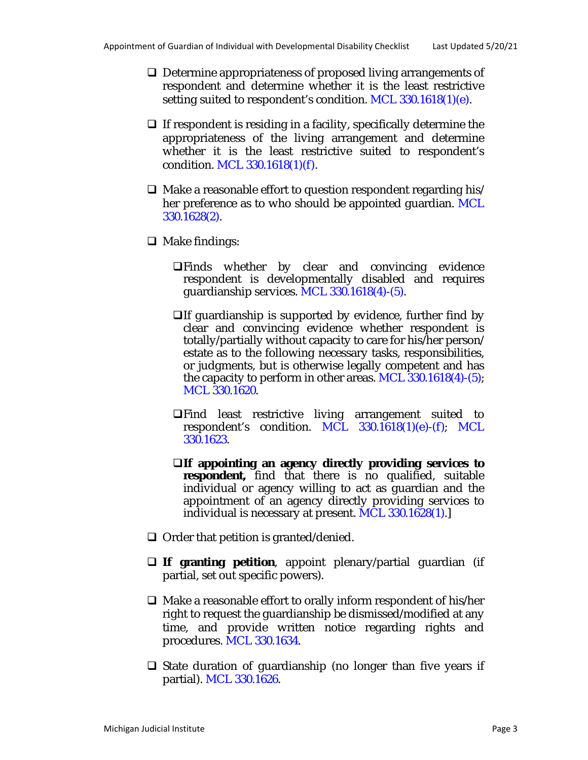- ❑ Determine appropriateness of proposed living arrangements of respondent and determine whether it is the least restrictive setting suited to respondent's condition. MCL 330.1618(1)(e).

- ❑ If respondent is residing in a facility, specifically determine the appropriateness of the living arrangement and determine whether it is the least restrictive suited to respondent's condition. MCL 330.1618(1)(f).

- ❑ Make a reasonable effort to question respondent regarding his/ her preference as to who should be appointed guardian. MCL 330.1628(2).

- ❑ Make findings:

  - ❑ Finds whether by clear and convincing evidence respondent is developmentally disabled and requires guardianship services. MCL 330.1618(4)-(5).

  - ❑ If guardianship is supported by evidence, further find by clear and convincing evidence whether respondent is totally/partially without capacity to care for his/her person/ estate as to the following necessary tasks, responsibilities, or judgments, but is otherwise legally competent and has the capacity to perform in other areas. MCL 330.1618(4)-(5); MCL 330.1620.

  - ❑ Find least restrictive living arrangement suited to respondent's condition. MCL 330.1618(1)(e)-(f); MCL 330.1623.

  - ❑ **If appointing an agency directly providing services to respondent,** find that there is no qualified, suitable individual or agency willing to act as guardian and the appointment of an agency directly providing services to individual is necessary at present. MCL 330.1628(1).]

- ❑ Order that petition is granted/denied.

- ❑ **If granting petition**, appoint plenary/partial guardian (if partial, set out specific powers).

- ❑ Make a reasonable effort to orally inform respondent of his/her right to request the guardianship be dismissed/modified at any time, and provide written notice regarding rights and procedures. MCL 330.1634.

- ❑ State duration of guardianship (no longer than five years if partial). MCL 330.1626.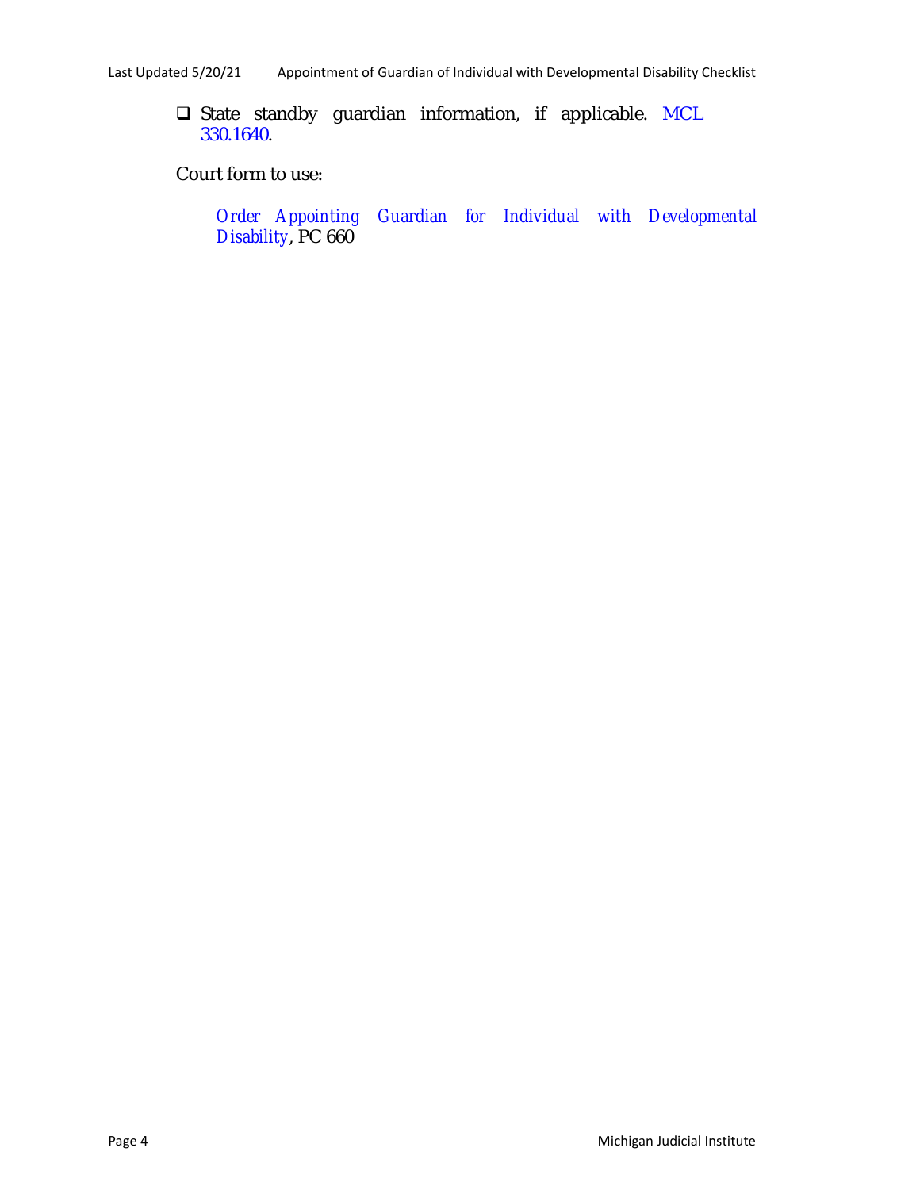- [ ] State standby guardian information, if applicable. MCL 330.1640.

Court form to use:

*Order Appointing Guardian for Individual with Developmental Disability*, PC 660